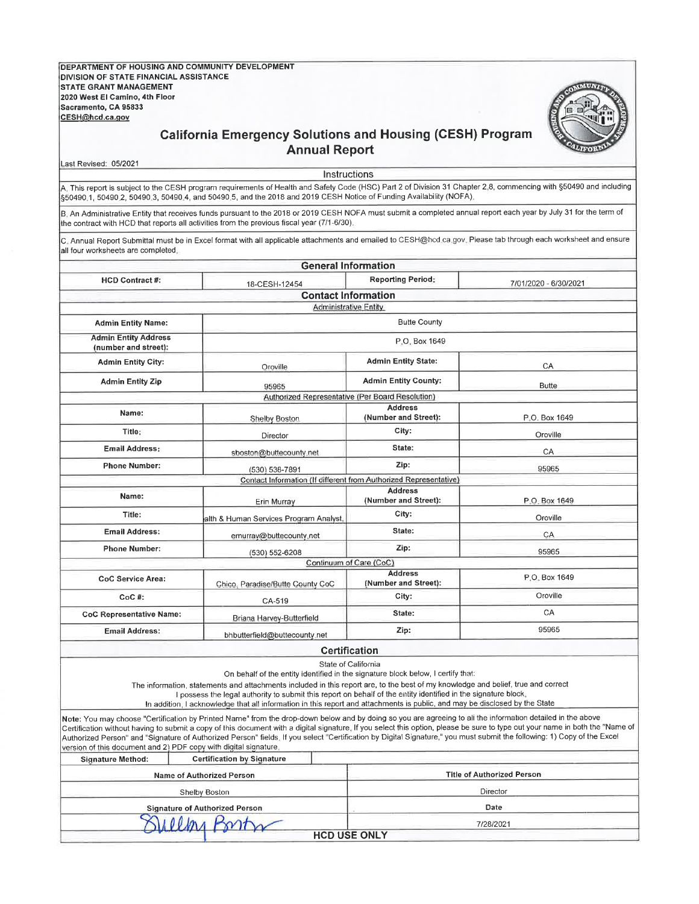DEPARTMENT OF HOUSING AND COMMUNITY DEVELOPMENT
DIVISION OF STATE FINANCIAL ASSISTANCE
STATE GRANT MANAGEMENT
2020 West El Camino, 4th Floor
Sacramento, CA 95833
CESH@hcd.ca.gov

# California Emergency Solutions and Housing (CESH) Program Annual Report

Last Revised: 05/2021

## Instructions

A. This report is subject to the CESH program requirements of Health and Safety Code (HSC) Part 2 of Division 31 Chapter 2.8, commencing with §50490 and including §50490.1, 50490.2, 50490.3, 50490.4, and 50490.5, and the 2018 and 2019 CESH Notice of Funding Availability (NOFA).

B. An Administrative Entity that receives funds pursuant to the 2018 or 2019 CESH NOFA must submit a completed annual report each year by July 31 for the term of the contract with HCD that reports all activities from the previous fiscal year (7/1-6/30).

C. Annual Report Submittal must be in Excel format with all applicable attachments and emailed to CESH@hcd.ca.gov. Please tab through each worksheet and ensure all four worksheets are completed.

## General Information

| HCD Contract #: | 18-CESH-12454 | Reporting Period: | 7/01/2020 - 6/30/2021 |
|---|---|---|---|

## Contact Information

**Administrative Entity**

| | | | |
|---|---|---|---|
| Admin Entity Name: | Butte County | | |
| Admin Entity Address (number and street): | P.O. Box 1649 | | |
| Admin Entity City: | Oroville | Admin Entity State: | CA |
| Admin Entity Zip | 95965 | Admin Entity County: | Butte |

**Authorized Representative (Per Board Resolution)**

| | | | |
|---|---|---|---|
| Name: | Shelby Boston | Address (Number and Street): | P.O. Box 1649 |
| Title: | Director | City: | Oroville |
| Email Address: | sboston@buttecounty.net | State: | CA |
| Phone Number: | (530) 538-7891 | Zip: | 95965 |

**Contact Information (If different from Authorized Representative)**

| | | | |
|---|---|---|---|
| Name: | Erin Murray | Address (Number and Street): | P.O. Box 1649 |
| Title: | alth & Human Services Program Analyst, | City: | Oroville |
| Email Address: | emurray@buttecounty.net | State: | CA |
| Phone Number: | (530) 552-6208 | Zip: | 95965 |

**Continuum of Care (CoC)**

| | | | |
|---|---|---|---|
| CoC Service Area: | Chico, Paradise/Butte County CoC | Address (Number and Street): | P.O. Box 1649 |
| CoC #: | CA-519 | City: | Oroville |
| CoC Representative Name: | Briana Harvey-Butterfield | State: | CA |
| Email Address: | bhbutterfield@buttecounty.net | Zip: | 95965 |

## Certification

State of California

On behalf of the entity identified in the signature block below, I certify that:

The information, statements and attachments included in this report are, to the best of my knowledge and belief, true and correct

I possess the legal authority to submit this report on behalf of the entity identified in the signature block,

In addition, I acknowledge that all information in this report and attachments is public, and may be disclosed by the State

Note: You may choose "Certification by Printed Name" from the drop-down below and by doing so you are agreeing to all the information detailed in the above Certification without having to submit a copy of this document with a digital signature. If you select this option, please be sure to type out your name in both the "Name of Authorized Person" and "Signature of Authorized Person" fields. If you select "Certification by Digital Signature," you must submit the following: 1) Copy of the Excel version of this document and 2) PDF copy with digital signature.

| Signature Method: | Certification by Signature |
|---|---|

| Name of Authorized Person | Title of Authorized Person |
|---|---|
| Shelby Boston | Director |
| **Signature of Authorized Person** | **Date** |
| Shelby Boston | 7/28/2021 |

HCD USE ONLY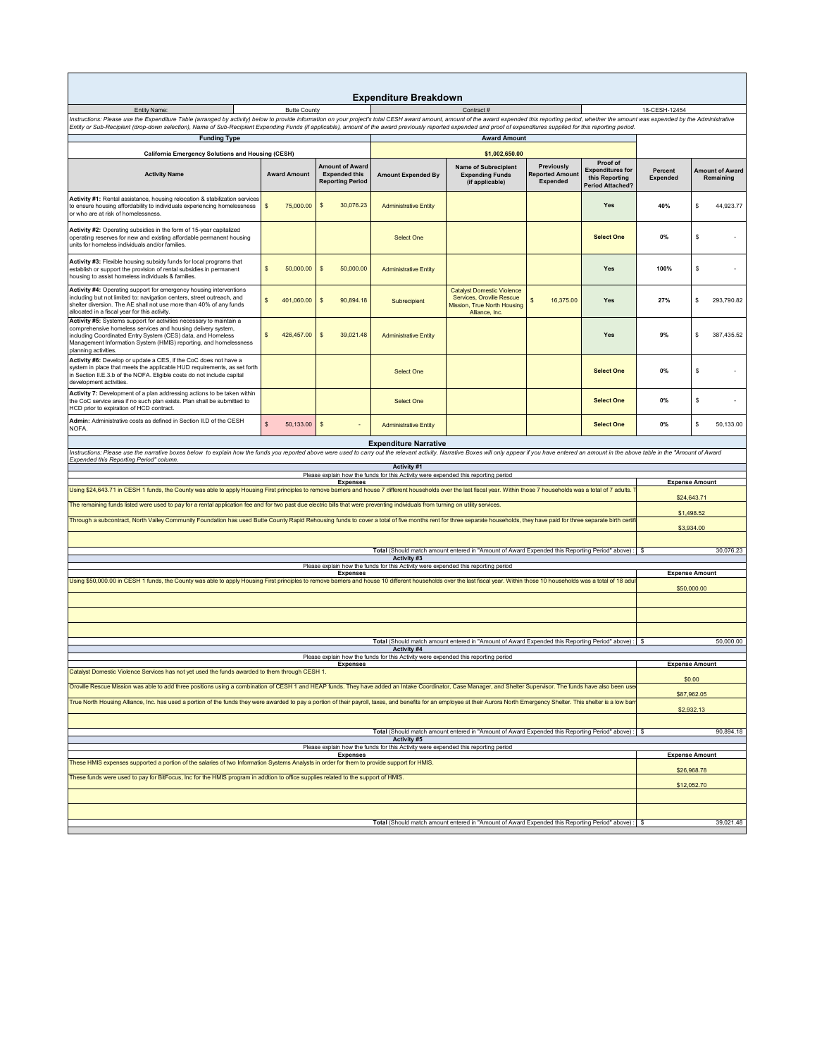# Expenditure Breakdown

| Entity Name: | Butte County | Contract # | 18-CESH-12454 |
|---|---|---|---|

*Instructions: Please use the Expenditure Table (arranged by activity) below to provide information on your project's total CESH award amount, amount of the award expended this reporting period, whether the amount was expended by the Administrative Entity or Sub-Recipient (drop-down selection), Name of Sub-Recipient Expending Funds (if applicable), amount of the award previously reported expended and proof of expenditures supplied for this reporting period.*

| Funding Type | Award Amount |
|---|---|
| California Emergency Solutions and Housing (CESH) | $1,002,650.00 |

| Activity Name | Award Amount | Amount of Award Expended this Reporting Period | Amount Expended By | Name of Subrecipient Expending Funds (if applicable) | Previously Reported Amount Expended | Proof of Expenditures for this Reporting Period Attached? | Percent Expended | Amount of Award Remaining |
|---|---|---|---|---|---|---|---|---|
| **Activity #1:** Rental assistance, housing relocation & stabilization services to ensure housing affordability to individuals experiencing homelessness or who are at risk of homelessness. | $ 75,000.00 | $ 30,076.23 | Administrative Entity | | | Yes | 40% | $ 44,923.77 |
| **Activity #2:** Operating subsidies in the form of 15-year capitalized operating reserves for new and existing affordable permanent housing units for homeless individuals and/or families. | | | Select One | | | Select One | 0% | $ - |
| **Activity #3:** Flexible housing subsidy funds for local programs that establish or support the provision of rental subsidies in permanent housing to assist homeless individuals & families. | $ 50,000.00 | $ 50,000.00 | Administrative Entity | | | Yes | 100% | $ - |
| **Activity #4:** Operating support for emergency housing interventions including but not limited to: navigation centers, street outreach, and shelter diversion. The AE shall not use more than 40% of any funds allocated in a fiscal year for this activity. | $ 401,060.00 | $ 90,894.18 | Subrecipient | Catalyst Domestic Violence Services, Oroville Rescue Mission, True North Housing Alliance, Inc. | $ 16,375.00 | Yes | 27% | $ 293,790.82 |
| **Activity #5:** Systems support for activities necessary to maintain a comprehensive homeless services and housing delivery system, including Coordinated Entry System (CES) data, and Homeless Management Information System (HMIS) reporting, and homelessness planning activities. | $ 426,457.00 | $ 39,021.48 | Administrative Entity | | | Yes | 9% | $ 387,435.52 |
| **Activity #6:** Develop or update a CES, if the CoC does not have a system in place that meets the applicable HUD requirements, as set forth in Section II.E.3.b of the NOFA. Eligible costs do not include capital development activities. | | | Select One | | | Select One | 0% | $ - |
| **Activity 7:** Development of a plan addressing actions to be taken within the CoC service area if no such plan exists. Plan shall be submitted to HCD prior to expiration of HCD contract. | | | Select One | | | Select One | 0% | $ - |
| **Admin:** Administrative costs as defined in Section II.D of the CESH NOFA. | $ 50,133.00 | $ - | Administrative Entity | | | Select One | 0% | $ 50,133.00 |

## Expenditure Narrative

*Instructions: Please use the narrative boxes below to explain how the funds you reported above were used to carry out the relevant activity. Narrative Boxes will only appear if you have entered an amount in the above table in the "Amount of Award Expended this Reporting Period" column.*

### Activity #1

Please explain how the funds for this Activity were expended this reporting period

| Expenses | Expense Amount |
|---|---|
| Using $24,643.71 in CESH 1 funds, the County was able to apply Housing First principles to remove barriers and house 7 different households over the last fiscal year. Within those 7 households was a total of 7 adults. T | $24,643.71 |
| The remaining funds listed were used to pay for a rental application fee and for two past due electric bills that were preventing individuals from turning on utility services. | $1,498.52 |
| Through a subcontract, North Valley Community Foundation has used Butte County Rapid Rehousing funds to cover a total of five months rent for three separate households, they have paid for three separate birth certifi | $3,934.00 |
| | |
| **Total** (Should match amount entered in "Amount of Award Expended this Reporting Period" above) : | $ 30,076.23 |

### Activity #3

Please explain how the funds for this Activity were expended this reporting period

| Expenses | Expense Amount |
|---|---|
| Using $50,000.00 in CESH 1 funds, the County was able to apply Housing First principles to remove barriers and house 10 different households over the last fiscal year. Within those 10 households was a total of 18 adul | $50,000.00 |
| | |
| | |
| | |
| **Total** (Should match amount entered in "Amount of Award Expended this Reporting Period" above) : | $ 50,000.00 |

### Activity #4

Please explain how the funds for this Activity were expended this reporting period

| Expenses | Expense Amount |
|---|---|
| Catalyst Domestic Violence Services has not yet used the funds awarded to them through CESH 1. | $0.00 |
| Oroville Rescue Mission was able to add three positions using a combination of CESH 1 and HEAP funds. They have added an Intake Coordinator, Case Manager, and Shelter Supervisor. The funds have also been use | $87,962.05 |
| True North Housing Alliance, Inc. has used a portion of the funds they were awarded to pay a portion of their payroll, taxes, and benefits for an employee at their Aurora North Emergency Shelter. This shelter is a low barr | $2,932.13 |
| | |
| **Total** (Should match amount entered in "Amount of Award Expended this Reporting Period" above) : | $ 90,894.18 |

### Activity #5

Please explain how the funds for this Activity were expended this reporting period

| Expenses | Expense Amount |
|---|---|
| These HMIS expenses supported a portion of the salaries of two Information Systems Analysts in order for them to provide support for HMIS. | $26,968.78 |
| These funds were used to pay for BitFocus, Inc for the HMIS program in addtion to office supplies related to the support of HMIS. | $12,052.70 |
| | |
| | |
| **Total** (Should match amount entered in "Amount of Award Expended this Reporting Period" above) : | $ 39,021.48 |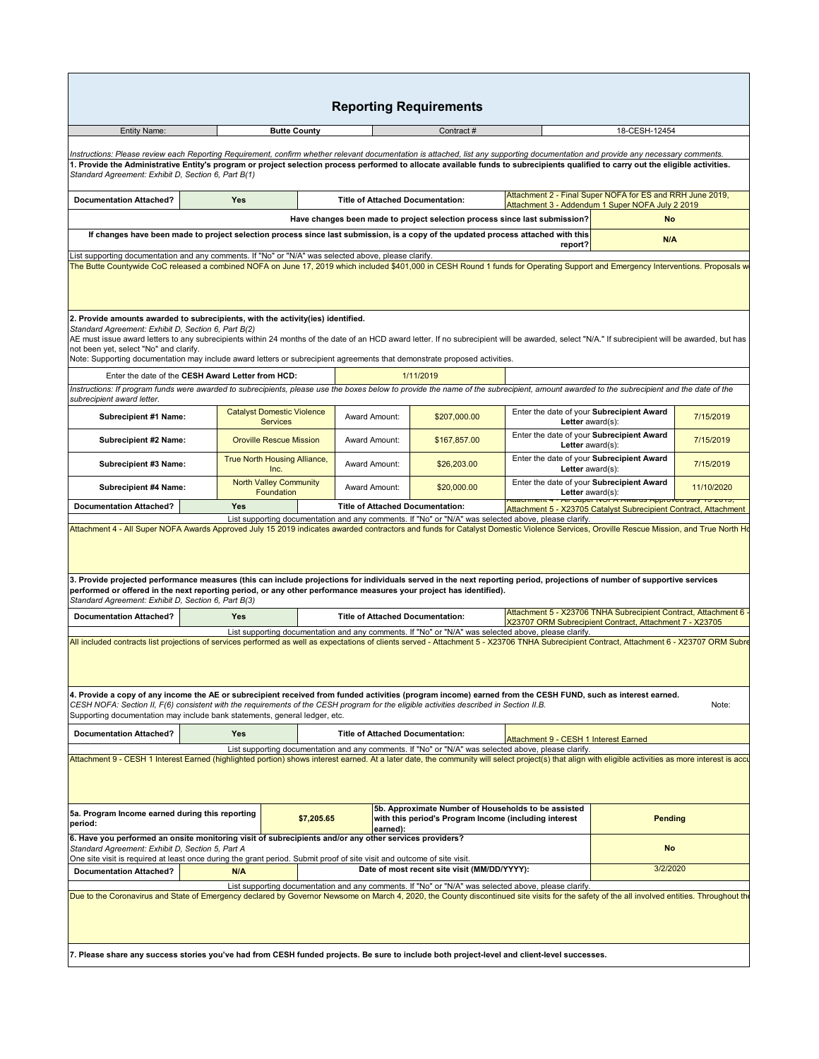# Reporting Requirements

| Entity Name: | Butte County | Contract # | 18-CESH-12454 |
|---|---|---|---|

*Instructions: Please review each Reporting Requirement, confirm whether relevant documentation is attached, list any supporting documentation and provide any necessary comments.*

**1. Provide the Administrative Entity's program or project selection process performed to allocate available funds to subrecipients qualified to carry out the eligible activities.**
*Standard Agreement: Exhibit D, Section 6, Part B(1)*

| Documentation Attached? | Yes | Title of Attached Documentation: | Attachment 2 - Final Super NOFA for ES and RRH June 2019, Attachment 3 - Addendum 1 Super NOFA July 2 2019 |
|---|---|---|---|

| Question | Answer |
|---|---|
| Have changes been made to project selection process since last submission? | No |
| If changes have been made to project selection process since last submission, is a copy of the updated process attached with this report? | N/A |

List supporting documentation and any comments. If "No" or "N/A" was selected above, please clarify.

The Butte Countywide CoC released a combined NOFA on June 17, 2019 which included $401,000 in CESH Round 1 funds for Operating Support and Emergency Interventions. Proposals w

**2. Provide amounts awarded to subrecipients, with the activity(ies) identified.**
*Standard Agreement: Exhibit D, Section 6, Part B(2)*
AE must issue award letters to any subrecipients within 24 months of the date of an HCD award letter. If no subrecipient will be awarded, select "N/A." If subrecipient will be awarded, but has not been yet, select "No" and clarify.
Note: Supporting documentation may include award letters or subrecipient agreements that demonstrate proposed activities.

| Enter the date of the **CESH Award Letter from HCD:** | 1/11/2019 |
|---|---|

*Instructions: If program funds were awarded to subrecipients, please use the boxes below to provide the name of the subrecipient, amount awarded to the subrecipient and the date of the subrecipient award letter.*

| Subrecipient | Name | | Award Amount | | Enter the date of your Subrecipient Award Letter award(s): |
|---|---|---|---|---|---|
| Subrecipient #1 Name: | Catalyst Domestic Violence Services | Award Amount: | $207,000.00 | Enter the date of your **Subrecipient Award Letter** award(s): | 7/15/2019 |
| Subrecipient #2 Name: | Oroville Rescue Mission | Award Amount: | $167,857.00 | Enter the date of your **Subrecipient Award Letter** award(s): | 7/15/2019 |
| Subrecipient #3 Name: | True North Housing Alliance, Inc. | Award Amount: | $26,203.00 | Enter the date of your **Subrecipient Award Letter** award(s): | 7/15/2019 |
| Subrecipient #4 Name: | North Valley Community Foundation | Award Amount: | $20,000.00 | Enter the date of your **Subrecipient Award Letter** award(s): | 11/10/2020 |

| Documentation Attached? | Yes | Title of Attached Documentation: | Attachment 4 - All Super NOFA Awards Approved July 15 2019, Attachment 5 - X23705 Catalyst Subrecipient Contract, Attachment |
|---|---|---|---|

List supporting documentation and any comments. If "No" or "N/A" was selected above, please clarify.

Attachment 4 - All Super NOFA Awards Approved July 15 2019 indicates awarded contractors and funds for Catalyst Domestic Violence Services, Oroville Rescue Mission, and True North Ho

**3. Provide projected performance measures (this can include projections for individuals served in the next reporting period, projections of number of supportive services performed or offered in the next reporting period, or any other performance measures your project has identified).**
*Standard Agreement: Exhibit D, Section 6, Part B(3)*

| Documentation Attached? | Yes | Title of Attached Documentation: | Attachment 5 - X23706 TNHA Subrecipient Contract, Attachment 6 - X23707 ORM Subrecipient Contract, Attachment 7 - X23705 |
|---|---|---|---|

List supporting documentation and any comments. If "No" or "N/A" was selected above, please clarify.

All included contracts list projections of services performed as well as expectations of clients served - Attachment 5 - X23706 TNHA Subrecipient Contract, Attachment 6 - X23707 ORM Subre

**4. Provide a copy of any income the AE or subrecipient received from funded activities (program income) earned from the CESH FUND, such as interest earned.**
*CESH NOFA: Section II, F(6) consistent with the requirements of the CESH program for the eligible activities described in Section II.B.* Note:
Supporting documentation may include bank statements, general ledger, etc.

| Documentation Attached? | Yes | Title of Attached Documentation: | Attachment 9 - CESH 1 Interest Earned |
|---|---|---|---|

List supporting documentation and any comments. If "No" or "N/A" was selected above, please clarify.

Attachment 9 - CESH 1 Interest Earned (highlighted portion) shows interest earned. At a later date, the community will select project(s) that align with eligible activities as more interest is accu

| 5a. Program Income earned during this reporting period: | $7,205.65 | 5b. Approximate Number of Households to be assisted with this period's Program Income (including interest earned): | Pending |
|---|---|---|---|

**6. Have you performed an onsite monitoring visit of subrecipients and/or any other services providers?** — **No**
*Standard Agreement: Exhibit D, Section 5, Part A*
One site visit is required at least once during the grant period. Submit proof of site visit and outcome of site visit.

| Documentation Attached? | N/A | Date of most recent site visit (MM/DD/YYYY): | 3/2/2020 |
|---|---|---|---|

List supporting documentation and any comments. If "No" or "N/A" was selected above, please clarify.

Due to the Coronavirus and State of Emergency declared by Governor Newsome on March 4, 2020, the County discontinued site visits for the safety of the all involved entities. Throughout th

**7. Please share any success stories you've had from CESH funded projects. Be sure to include both project-level and client-level successes.**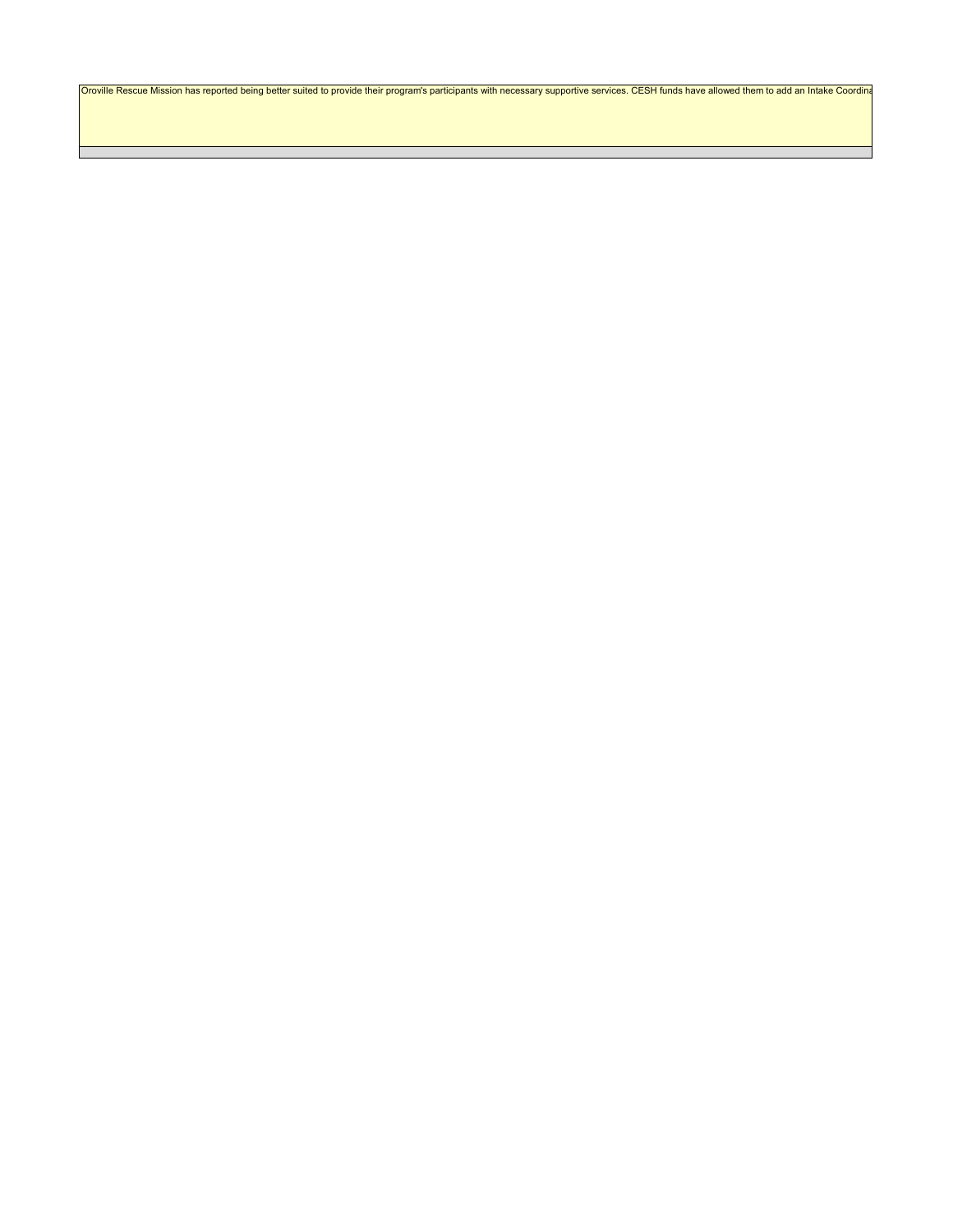Oroville Rescue Mission has reported being better suited to provide their program's participants with necessary supportive services. CESH funds have allowed them to add an Intake Coordina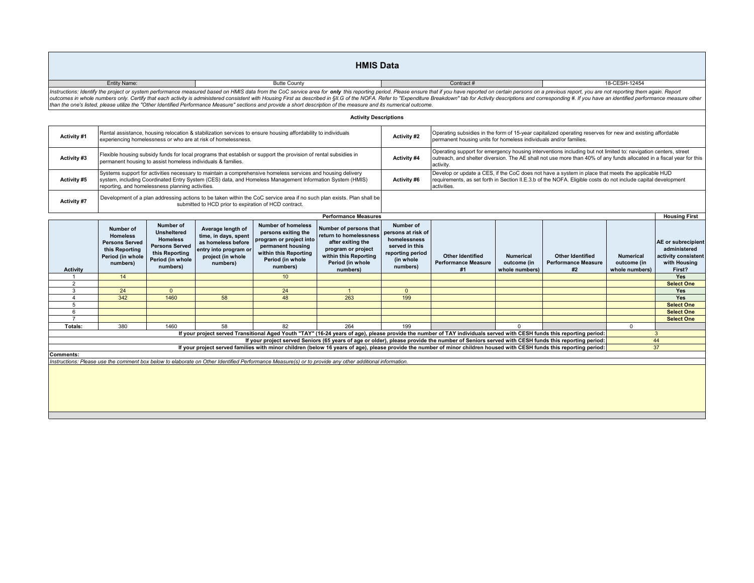# HMIS Data

| Entity Name: | Butte County | Contract # | 18-CESH-12454 |
|---|---|---|---|

*Instructions: Identify the project or system performance measured based on HMIS data from the CoC service area for **only** this reporting period. Please ensure that if you have reported on certain persons on a previous report, you are not reporting them again. Report outcomes in whole numbers only. Certify that each activity is administered consistent with Housing First as described in §II.G of the NOFA. Refer to "Expenditure Breakdown" tab for Activity descriptions and corresponding #. If you have an identified performance measure other than the one's listed, please utilize the "Other Identified Performance Measure" sections and provide a short description of the measure and its numerical outcome.*

### Activity Descriptions

| | | | |
|---|---|---|---|
| **Activity #1** | Rental assistance, housing relocation & stabilization services to ensure housing affordability to individuals experiencing homelessness or who are at risk of homelessness. | **Activity #2** | Operating subsidies in the form of 15-year capitalized operating reserves for new and existing affordable permanent housing units for homeless individuals and/or families. |
| **Activity #3** | Flexible housing subsidy funds for local programs that establish or support the provision of rental subsidies in permanent housing to assist homeless individuals & families. | **Activity #4** | Operating support for emergency housing interventions including but not limited to: navigation centers, street outreach, and shelter diversion. The AE shall not use more than 40% of any funds allocated in a fiscal year for this activity. |
| **Activity #5** | Systems support for activities necessary to maintain a comprehensive homeless services and housing delivery system, including Coordinated Entry System (CES) data, and Homeless Management Information System (HMIS) reporting, and homelessness planning activities. | **Activity #6** | Develop or update a CES, if the CoC does not have a system in place that meets the applicable HUD requirements, as set forth in Section II.E.3.b of the NOFA. Eligible costs do not include capital development activities. |
| **Activity #7** | Development of a plan addressing actions to be taken within the CoC service area if no such plan exists. Plan shall be submitted to HCD prior to expiration of HCD contract. | | |

### Performance Measures

| Activity | Number of Homeless Persons Served this Reporting Period (in whole numbers) | Number of Unsheltered Homeless Persons Served this Reporting Period (in whole numbers) | Average length of time, in days, spent as homeless before entry into program or project (in whole numbers) | Number of homeless persons exiting the program or project into permanent housing within this Reporting Period (in whole numbers) | Number of persons that return to homelessness after exiting the program or project within this Reporting Period (in whole numbers) | Number of persons at risk of homelessness served in this reporting period (in whole numbers) | Other Identified Performance Measure #1 | Numerical outcome (in whole numbers) | Other Identified Performance Measure #2 | Numerical outcome (in whole numbers) | Housing First: AE or subrecipient administered activity consistent with Housing First? |
|---|---|---|---|---|---|---|---|---|---|---|---|
| 1 | 14 | | | 10 | | | | | | | Yes |
| 2 | | | | | | | | | | | Select One |
| 3 | 24 | 0 | | 24 | 1 | 0 | | | | | Yes |
| 4 | 342 | 1460 | 58 | 48 | 263 | 199 | | | | | Yes |
| 5 | | | | | | | | | | | Select One |
| 6 | | | | | | | | | | | Select One |
| 7 | | | | | | | | | | | Select One |
| **Totals:** | 380 | 1460 | 58 | 82 | 264 | 199 | | 0 | | 0 | |

| | |
|---|---|
| **If your project served Transitional Aged Youth "TAY" (16-24 years of age), please provide the number of TAY individuals served with CESH funds this reporting period:** | 3 |
| **If your project served Seniors (65 years of age or older), please provide the number of Seniors served with CESH funds this reporting period:** | 44 |
| **If your project served families with minor children (below 16 years of age), please provide the number of minor children housed with CESH funds this reporting period:** | 37 |

**Comments:**

*Instructions: Please use the comment box below to elaborate on Other Identified Performance Measure(s) or to provide any other additional information.*